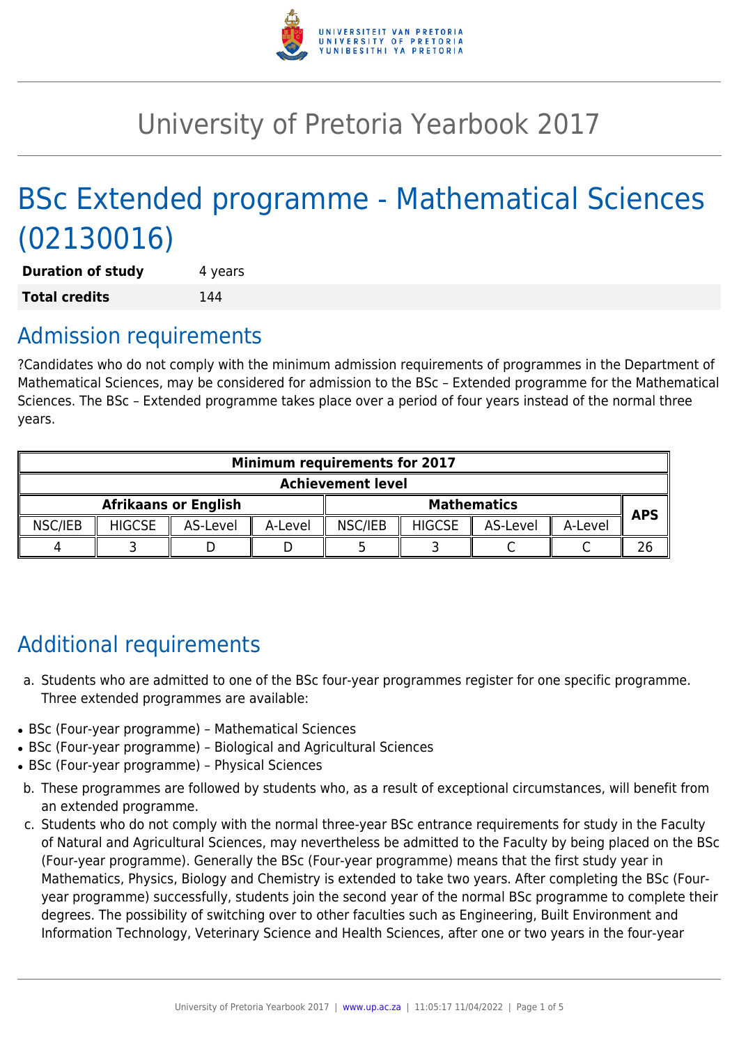# University of Pretoria Yearbook 2017

# BSc Extended programme - Mathematical Sciences (02130016)

| **Duration of study** | 4 years |
|---|---|
| **Total credits** | 144 |

## Admission requirements

?Candidates who do not comply with the minimum admission requirements of programmes in the Department of Mathematical Sciences, may be considered for admission to the BSc – Extended programme for the Mathematical Sciences. The BSc – Extended programme takes place over a period of four years instead of the normal three years.

| **Minimum requirements for 2017** | | | | | | | | |
|---|---|---|---|---|---|---|---|---|
| **Achievement level** | | | | | | | | |
| **Afrikaans or English** | | | | **Mathematics** | | | | **APS** |
| NSC/IEB | HIGCSE | AS-Level | A-Level | NSC/IEB | HIGCSE | AS-Level | A-Level | |
| 4 | 3 | D | D | 5 | 3 | C | C | 26 |

## Additional requirements

a. Students who are admitted to one of the BSc four-year programmes register for one specific programme. Three extended programmes are available:

- BSc (Four-year programme) – Mathematical Sciences
- BSc (Four-year programme) – Biological and Agricultural Sciences
- BSc (Four-year programme) – Physical Sciences

b. These programmes are followed by students who, as a result of exceptional circumstances, will benefit from an extended programme.

c. Students who do not comply with the normal three-year BSc entrance requirements for study in the Faculty of Natural and Agricultural Sciences, may nevertheless be admitted to the Faculty by being placed on the BSc (Four-year programme). Generally the BSc (Four-year programme) means that the first study year in Mathematics, Physics, Biology and Chemistry is extended to take two years. After completing the BSc (Four-year programme) successfully, students join the second year of the normal BSc programme to complete their degrees. The possibility of switching over to other faculties such as Engineering, Built Environment and Information Technology, Veterinary Science and Health Sciences, after one or two years in the four-year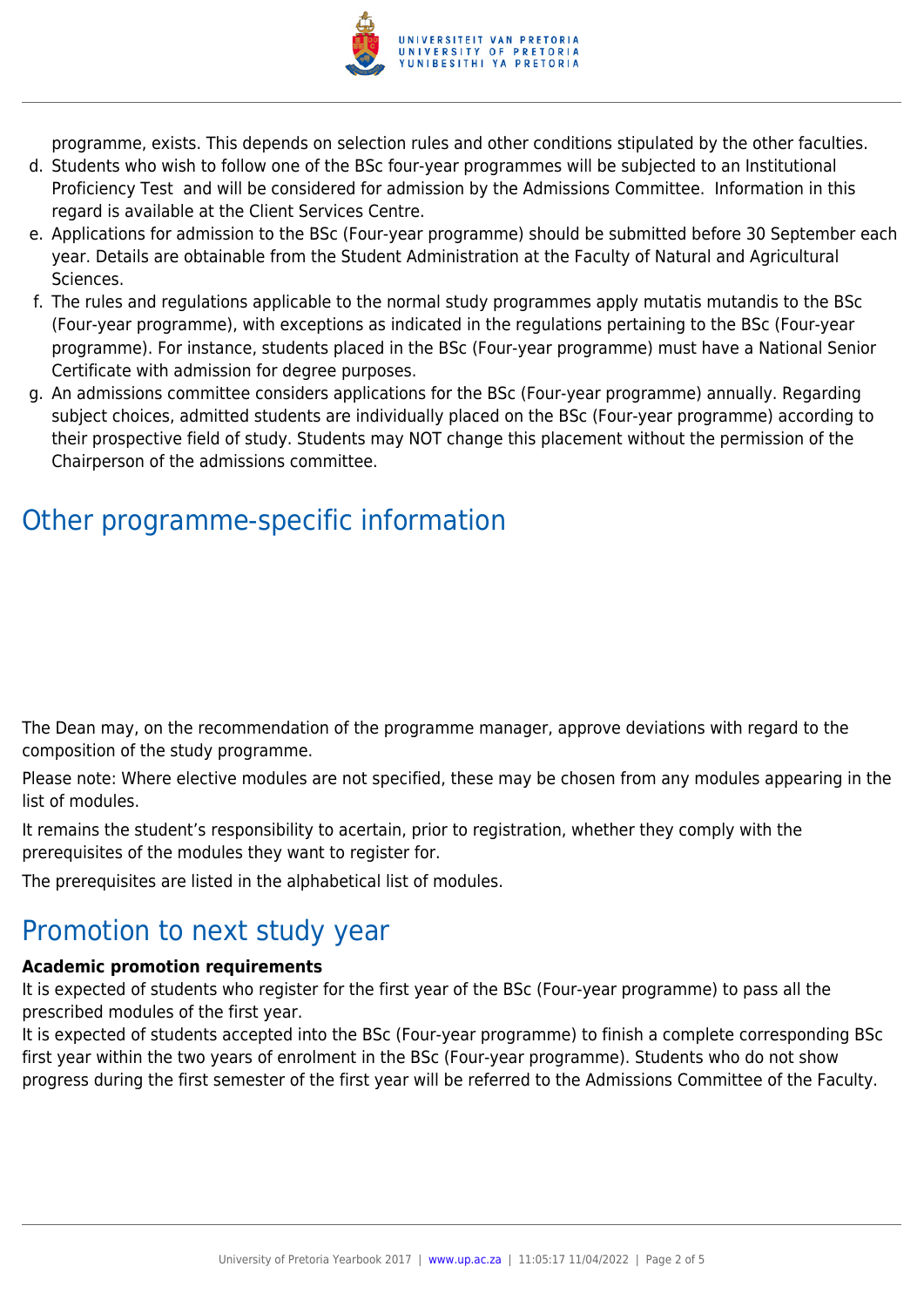programme, exists. This depends on selection rules and other conditions stipulated by the other faculties.

d. Students who wish to follow one of the BSc four-year programmes will be subjected to an Institutional Proficiency Test and will be considered for admission by the Admissions Committee. Information in this regard is available at the Client Services Centre.
e. Applications for admission to the BSc (Four-year programme) should be submitted before 30 September each year. Details are obtainable from the Student Administration at the Faculty of Natural and Agricultural Sciences.
f. The rules and regulations applicable to the normal study programmes apply mutatis mutandis to the BSc (Four-year programme), with exceptions as indicated in the regulations pertaining to the BSc (Four-year programme). For instance, students placed in the BSc (Four-year programme) must have a National Senior Certificate with admission for degree purposes.
g. An admissions committee considers applications for the BSc (Four-year programme) annually. Regarding subject choices, admitted students are individually placed on the BSc (Four-year programme) according to their prospective field of study. Students may NOT change this placement without the permission of the Chairperson of the admissions committee.

## Other programme-specific information

The Dean may, on the recommendation of the programme manager, approve deviations with regard to the composition of the study programme.

Please note: Where elective modules are not specified, these may be chosen from any modules appearing in the list of modules.

It remains the student's responsibility to acertain, prior to registration, whether they comply with the prerequisites of the modules they want to register for.

The prerequisites are listed in the alphabetical list of modules.

## Promotion to next study year

**Academic promotion requirements**

It is expected of students who register for the first year of the BSc (Four-year programme) to pass all the prescribed modules of the first year.

It is expected of students accepted into the BSc (Four-year programme) to finish a complete corresponding BSc first year within the two years of enrolment in the BSc (Four-year programme). Students who do not show progress during the first semester of the first year will be referred to the Admissions Committee of the Faculty.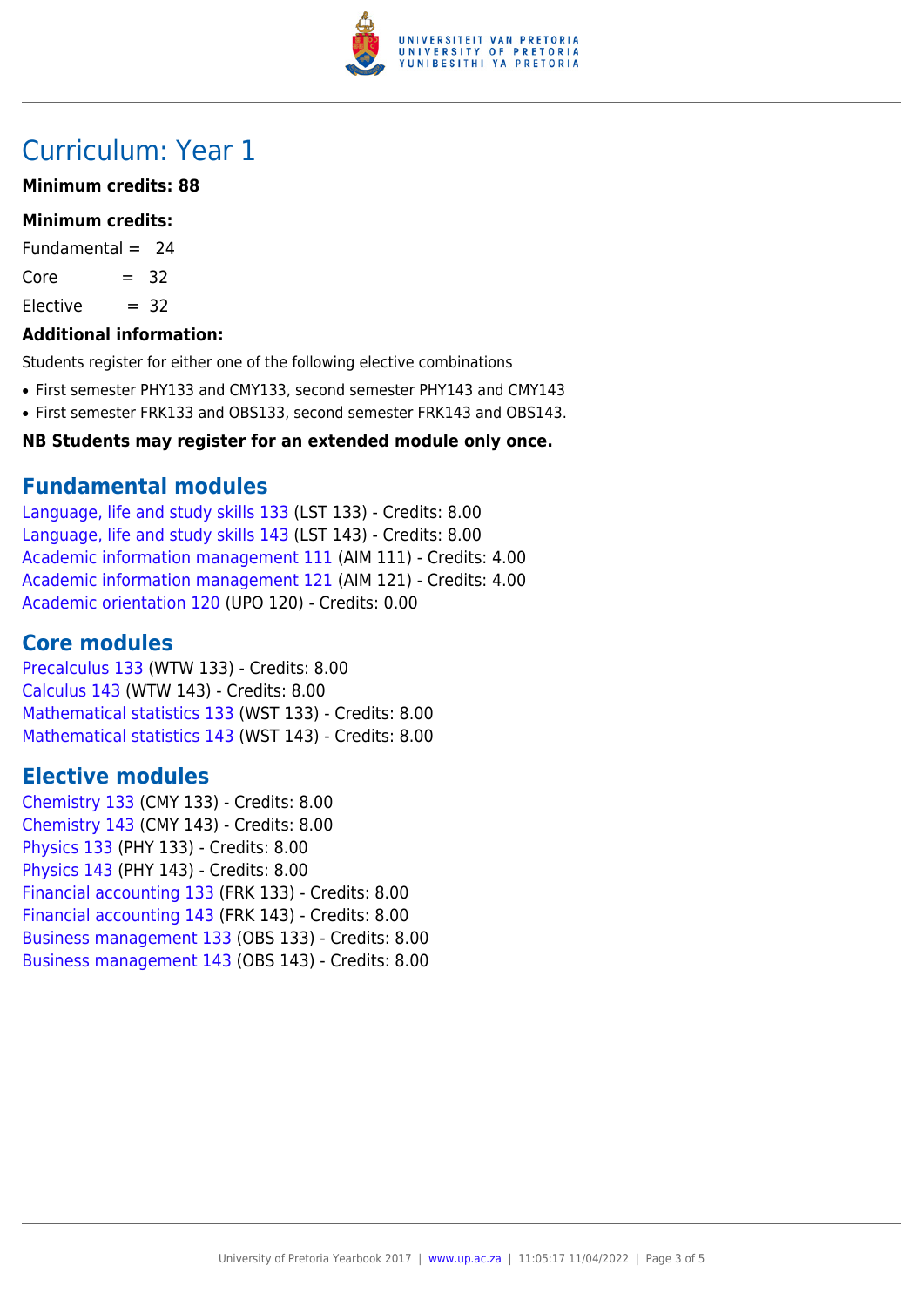# Curriculum: Year 1

**Minimum credits: 88**

**Minimum credits:**

Fundamental = 24

Core = 32

Elective = 32

**Additional information:**

Students register for either one of the following elective combinations

- First semester PHY133 and CMY133, second semester PHY143 and CMY143
- First semester FRK133 and OBS133, second semester FRK143 and OBS143.

**NB Students may register for an extended module only once.**

## Fundamental modules

Language, life and study skills 133 (LST 133) - Credits: 8.00
Language, life and study skills 143 (LST 143) - Credits: 8.00
Academic information management 111 (AIM 111) - Credits: 4.00
Academic information management 121 (AIM 121) - Credits: 4.00
Academic orientation 120 (UPO 120) - Credits: 0.00

## Core modules

Precalculus 133 (WTW 133) - Credits: 8.00
Calculus 143 (WTW 143) - Credits: 8.00
Mathematical statistics 133 (WST 133) - Credits: 8.00
Mathematical statistics 143 (WST 143) - Credits: 8.00

## Elective modules

Chemistry 133 (CMY 133) - Credits: 8.00
Chemistry 143 (CMY 143) - Credits: 8.00
Physics 133 (PHY 133) - Credits: 8.00
Physics 143 (PHY 143) - Credits: 8.00
Financial accounting 133 (FRK 133) - Credits: 8.00
Financial accounting 143 (FRK 143) - Credits: 8.00
Business management 133 (OBS 133) - Credits: 8.00
Business management 143 (OBS 143) - Credits: 8.00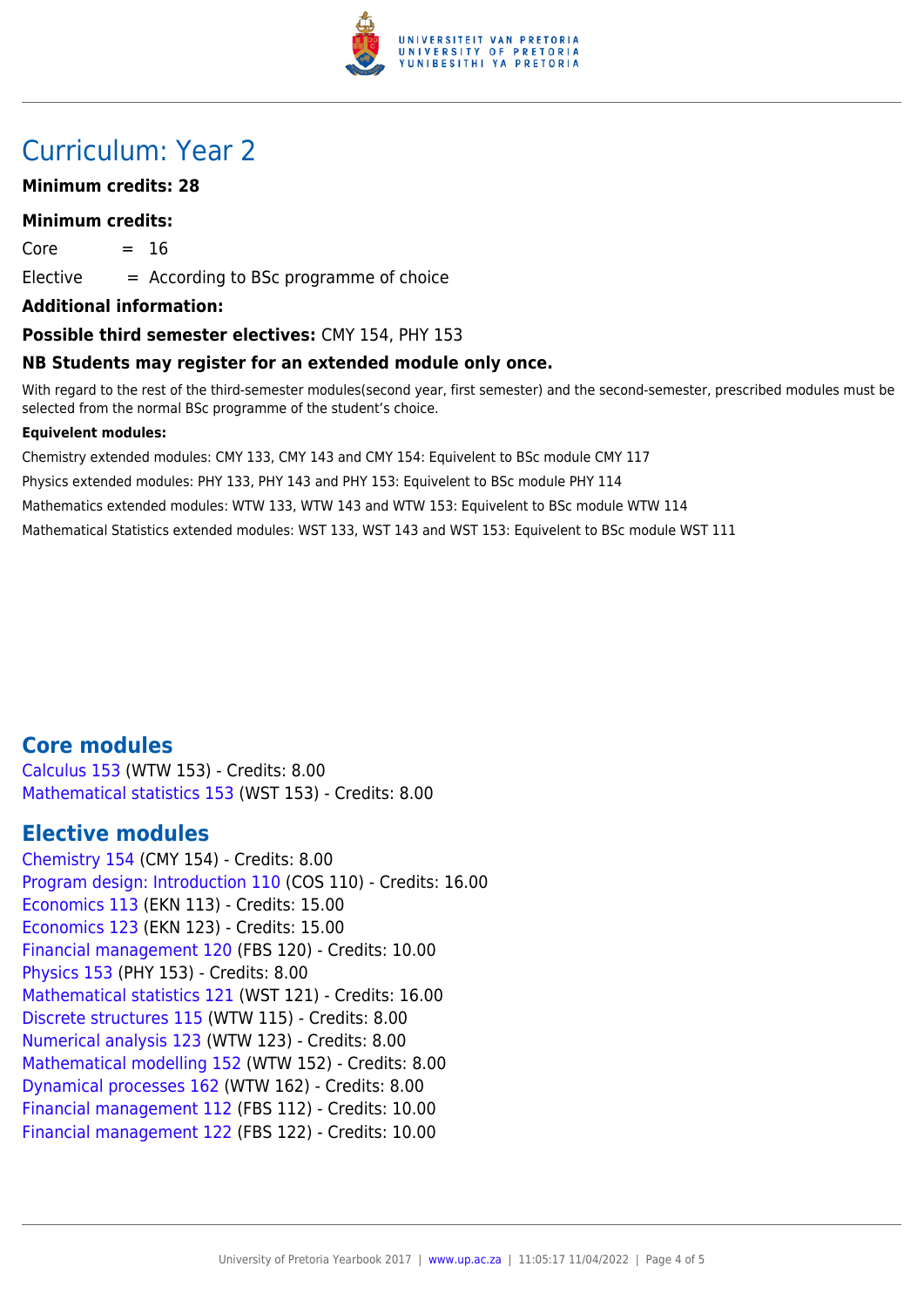# Curriculum: Year 2

**Minimum credits: 28**

**Minimum credits:**

Core = 16

Elective = According to BSc programme of choice

**Additional information:**

**Possible third semester electives:** CMY 154, PHY 153

**NB Students may register for an extended module only once.**

With regard to the rest of the third-semester modules(second year, first semester) and the second-semester, prescribed modules must be selected from the normal BSc programme of the student's choice.

**Equivelent modules:**

Chemistry extended modules: CMY 133, CMY 143 and CMY 154: Equivelent to BSc module CMY 117

Physics extended modules: PHY 133, PHY 143 and PHY 153: Equivelent to BSc module PHY 114

Mathematics extended modules: WTW 133, WTW 143 and WTW 153: Equivelent to BSc module WTW 114

Mathematical Statistics extended modules: WST 133, WST 143 and WST 153: Equivelent to BSc module WST 111

## Core modules

Calculus 153 (WTW 153) - Credits: 8.00
Mathematical statistics 153 (WST 153) - Credits: 8.00

## Elective modules

Chemistry 154 (CMY 154) - Credits: 8.00
Program design: Introduction 110 (COS 110) - Credits: 16.00
Economics 113 (EKN 113) - Credits: 15.00
Economics 123 (EKN 123) - Credits: 15.00
Financial management 120 (FBS 120) - Credits: 10.00
Physics 153 (PHY 153) - Credits: 8.00
Mathematical statistics 121 (WST 121) - Credits: 16.00
Discrete structures 115 (WTW 115) - Credits: 8.00
Numerical analysis 123 (WTW 123) - Credits: 8.00
Mathematical modelling 152 (WTW 152) - Credits: 8.00
Dynamical processes 162 (WTW 162) - Credits: 8.00
Financial management 112 (FBS 112) - Credits: 10.00
Financial management 122 (FBS 122) - Credits: 10.00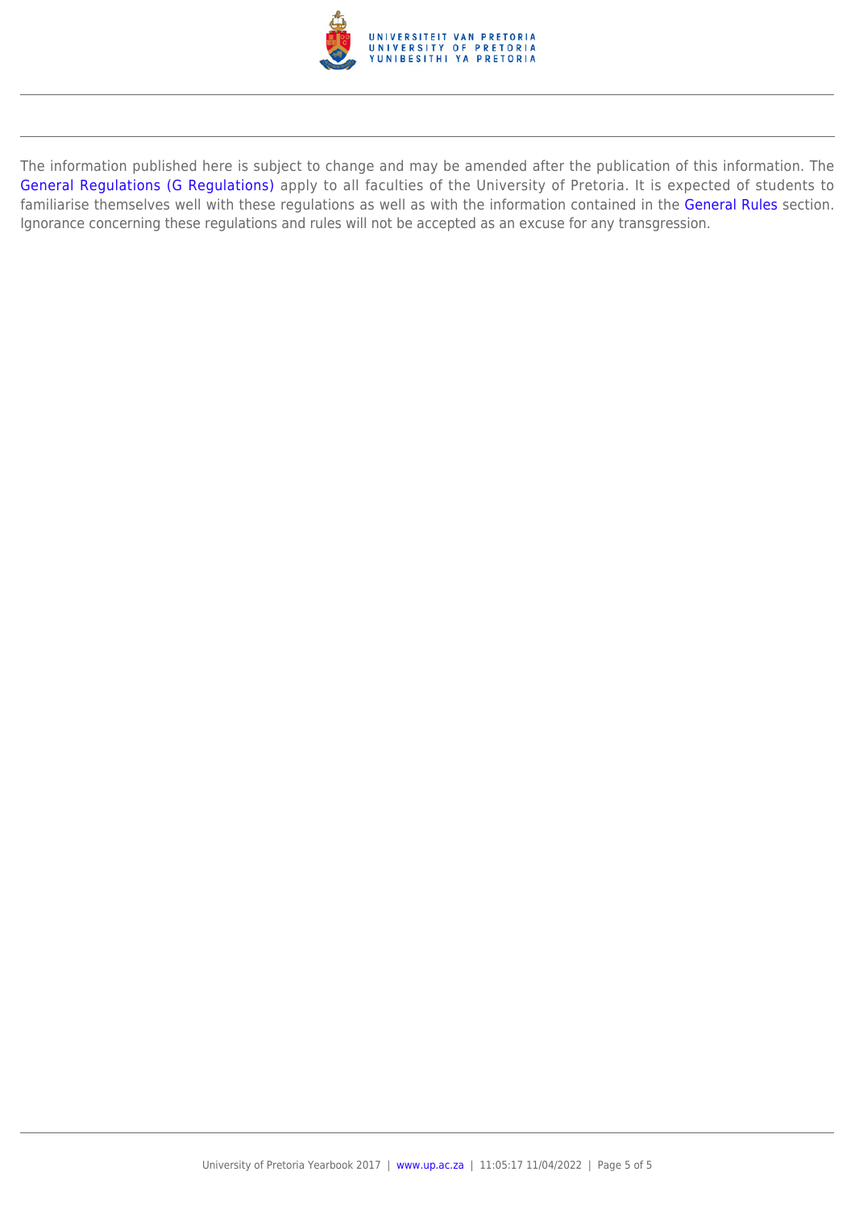The information published here is subject to change and may be amended after the publication of this information. The General Regulations (G Regulations) apply to all faculties of the University of Pretoria. It is expected of students to familiarise themselves well with these regulations as well as with the information contained in the General Rules section. Ignorance concerning these regulations and rules will not be accepted as an excuse for any transgression.